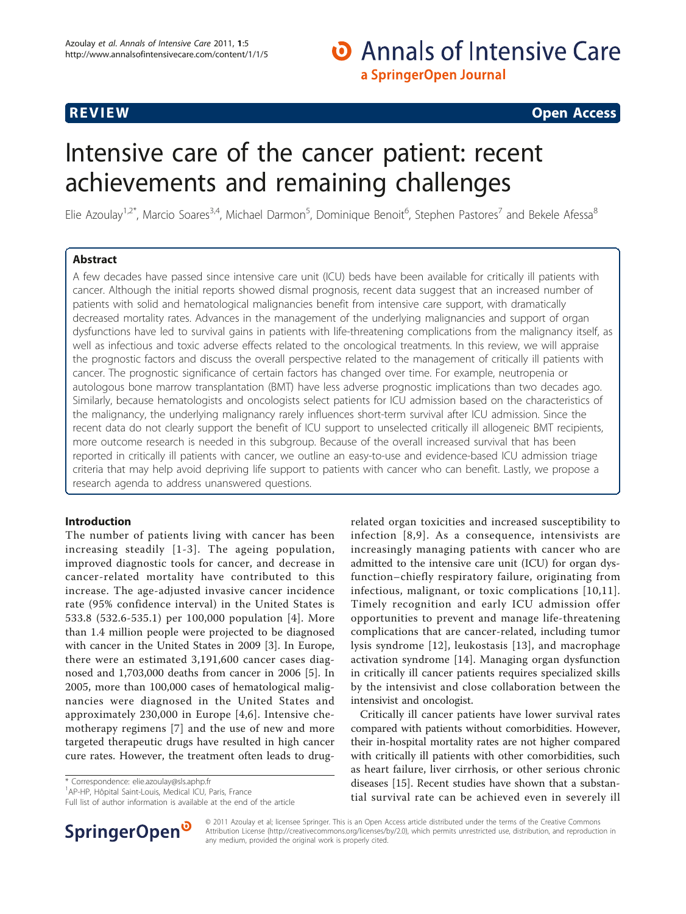**REVIEW** **Open Access**

# Intensive care of the cancer patient: recent achievements and remaining challenges

Elie Azoulay[1,2*], Marcio Soares[3,4], Michael Darmon[5], Dominique Benoit[6], Stephen Pastores[7] and Bekele Afessa[8]

## Abstract

A few decades have passed since intensive care unit (ICU) beds have been available for critically ill patients with cancer. Although the initial reports showed dismal prognosis, recent data suggest that an increased number of patients with solid and hematological malignancies benefit from intensive care support, with dramatically decreased mortality rates. Advances in the management of the underlying malignancies and support of organ dysfunctions have led to survival gains in patients with life-threatening complications from the malignancy itself, as well as infectious and toxic adverse effects related to the oncological treatments. In this review, we will appraise the prognostic factors and discuss the overall perspective related to the management of critically ill patients with cancer. The prognostic significance of certain factors has changed over time. For example, neutropenia or autologous bone marrow transplantation (BMT) have less adverse prognostic implications than two decades ago. Similarly, because hematologists and oncologists select patients for ICU admission based on the characteristics of the malignancy, the underlying malignancy rarely influences short-term survival after ICU admission. Since the recent data do not clearly support the benefit of ICU support to unselected critically ill allogeneic BMT recipients, more outcome research is needed in this subgroup. Because of the overall increased survival that has been reported in critically ill patients with cancer, we outline an easy-to-use and evidence-based ICU admission triage criteria that may help avoid depriving life support to patients with cancer who can benefit. Lastly, we propose a research agenda to address unanswered questions.

## Introduction

The number of patients living with cancer has been increasing steadily [1-3]. The ageing population, improved diagnostic tools for cancer, and decrease in cancer-related mortality have contributed to this increase. The age-adjusted invasive cancer incidence rate (95% confidence interval) in the United States is 533.8 (532.6-535.1) per 100,000 population [4]. More than 1.4 million people were projected to be diagnosed with cancer in the United States in 2009 [3]. In Europe, there were an estimated 3,191,600 cancer cases diagnosed and 1,703,000 deaths from cancer in 2006 [5]. In 2005, more than 100,000 cases of hematological malignancies were diagnosed in the United States and approximately 230,000 in Europe [4,6]. Intensive chemotherapy regimens [7] and the use of new and more targeted therapeutic drugs have resulted in high cancer cure rates. However, the treatment often leads to drug-related organ toxicities and increased susceptibility to infection [8,9]. As a consequence, intensivists are increasingly managing patients with cancer who are admitted to the intensive care unit (ICU) for organ dysfunction–chiefly respiratory failure, originating from infectious, malignant, or toxic complications [10,11]. Timely recognition and early ICU admission offer opportunities to prevent and manage life-threatening complications that are cancer-related, including tumor lysis syndrome [12], leukostasis [13], and macrophage activation syndrome [14]. Managing organ dysfunction in critically ill cancer patients requires specialized skills by the intensivist and close collaboration between the intensivist and oncologist.

Critically ill cancer patients have lower survival rates compared with patients without comorbidities. However, their in-hospital mortality rates are not higher compared with critically ill patients with other comorbidities, such as heart failure, liver cirrhosis, or other serious chronic diseases [15]. Recent studies have shown that a substantial survival rate can be achieved even in severely ill

\* Correspondence: elie.azoulay@sls.aphp.fr
[1]AP-HP, Hôpital Saint-Louis, Medical ICU, Paris, France
Full list of author information is available at the end of the article

© 2011 Azoulay et al; licensee Springer. This is an Open Access article distributed under the terms of the Creative Commons Attribution License (http://creativecommons.org/licenses/by/2.0), which permits unrestricted use, distribution, and reproduction in any medium, provided the original work is properly cited.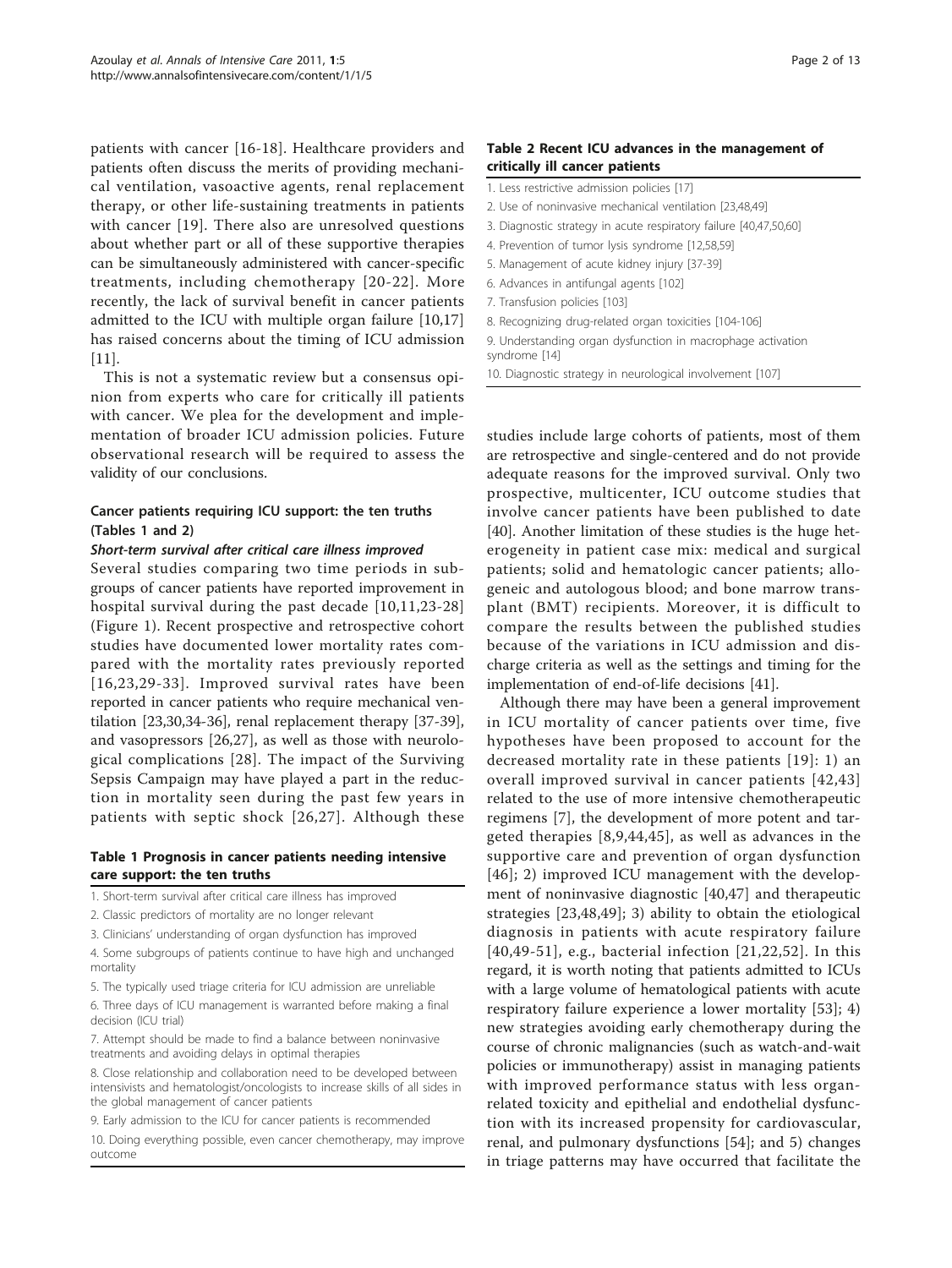patients with cancer [16-18]. Healthcare providers and patients often discuss the merits of providing mechanical ventilation, vasoactive agents, renal replacement therapy, or other life-sustaining treatments in patients with cancer [19]. There also are unresolved questions about whether part or all of these supportive therapies can be simultaneously administered with cancer-specific treatments, including chemotherapy [20-22]. More recently, the lack of survival benefit in cancer patients admitted to the ICU with multiple organ failure [10,17] has raised concerns about the timing of ICU admission [11].

This is not a systematic review but a consensus opinion from experts who care for critically ill patients with cancer. We plea for the development and implementation of broader ICU admission policies. Future observational research will be required to assess the validity of our conclusions.

## Cancer patients requiring ICU support: the ten truths (Tables 1 and 2)

### *Short-term survival after critical care illness improved*

Several studies comparing two time periods in subgroups of cancer patients have reported improvement in hospital survival during the past decade [10,11,23-28] (Figure 1). Recent prospective and retrospective cohort studies have documented lower mortality rates compared with the mortality rates previously reported [16,23,29-33]. Improved survival rates have been reported in cancer patients who require mechanical ventilation [23,30,34-36], renal replacement therapy [37-39], and vasopressors [26,27], as well as those with neurological complications [28]. The impact of the Surviving Sepsis Campaign may have played a part in the reduction in mortality seen during the past few years in patients with septic shock [26,27]. Although these studies include large cohorts of patients, most of them are retrospective and single-centered and do not provide adequate reasons for the improved survival. Only two prospective, multicenter, ICU outcome studies that involve cancer patients have been published to date [40]. Another limitation of these studies is the huge heterogeneity in patient case mix: medical and surgical patients; solid and hematologic cancer patients; allogeneic and autologous blood; and bone marrow transplant (BMT) recipients. Moreover, it is difficult to compare the results between the published studies because of the variations in ICU admission and discharge criteria as well as the settings and timing for the implementation of end-of-life decisions [41].

**Table 1 Prognosis in cancer patients needing intensive care support: the ten truths**

| |
|---|
| 1. Short-term survival after critical care illness has improved |
| 2. Classic predictors of mortality are no longer relevant |
| 3. Clinicians' understanding of organ dysfunction has improved |
| 4. Some subgroups of patients continue to have high and unchanged mortality |
| 5. The typically used triage criteria for ICU admission are unreliable |
| 6. Three days of ICU management is warranted before making a final decision (ICU trial) |
| 7. Attempt should be made to find a balance between noninvasive treatments and avoiding delays in optimal therapies |
| 8. Close relationship and collaboration need to be developed between intensivists and hematologist/oncologists to increase skills of all sides in the global management of cancer patients |
| 9. Early admission to the ICU for cancer patients is recommended |
| 10. Doing everything possible, even cancer chemotherapy, may improve outcome |

**Table 2 Recent ICU advances in the management of critically ill cancer patients**

| |
|---|
| 1. Less restrictive admission policies [17] |
| 2. Use of noninvasive mechanical ventilation [23,48,49] |
| 3. Diagnostic strategy in acute respiratory failure [40,47,50,60] |
| 4. Prevention of tumor lysis syndrome [12,58,59] |
| 5. Management of acute kidney injury [37-39] |
| 6. Advances in antifungal agents [102] |
| 7. Transfusion policies [103] |
| 8. Recognizing drug-related organ toxicities [104-106] |
| 9. Understanding organ dysfunction in macrophage activation syndrome [14] |
| 10. Diagnostic strategy in neurological involvement [107] |

Although there may have been a general improvement in ICU mortality of cancer patients over time, five hypotheses have been proposed to account for the decreased mortality rate in these patients [19]: 1) an overall improved survival in cancer patients [42,43] related to the use of more intensive chemotherapeutic regimens [7], the development of more potent and targeted therapies [8,9,44,45], as well as advances in the supportive care and prevention of organ dysfunction [46]; 2) improved ICU management with the development of noninvasive diagnostic [40,47] and therapeutic strategies [23,48,49]; 3) ability to obtain the etiological diagnosis in patients with acute respiratory failure [40,49-51], e.g., bacterial infection [21,22,52]. In this regard, it is worth noting that patients admitted to ICUs with a large volume of hematological patients with acute respiratory failure experience a lower mortality [53]; 4) new strategies avoiding early chemotherapy during the course of chronic malignancies (such as watch-and-wait policies or immunotherapy) assist in managing patients with improved performance status with less organ-related toxicity and epithelial and endothelial dysfunction with its increased propensity for cardiovascular, renal, and pulmonary dysfunctions [54]; and 5) changes in triage patterns may have occurred that facilitate the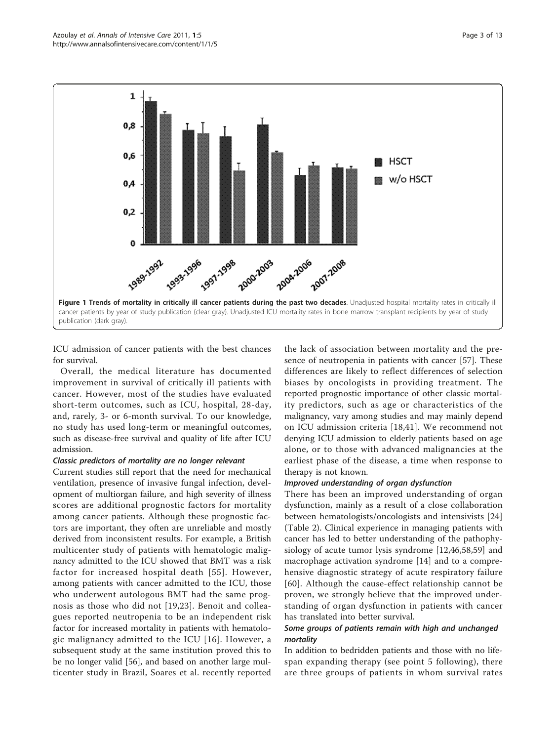**Figure 1 Trends of mortality in critically ill cancer patients during the past two decades**. Unadjusted hospital mortality rates in critically ill cancer patients by year of study publication (clear gray). Unadjusted ICU mortality rates in bone marrow transplant recipients by year of study publication (dark gray).

ICU admission of cancer patients with the best chances for survival.

Overall, the medical literature has documented improvement in survival of critically ill patients with cancer. However, most of the studies have evaluated short-term outcomes, such as ICU, hospital, 28-day, and, rarely, 3- or 6-month survival. To our knowledge, no study has used long-term or meaningful outcomes, such as disease-free survival and quality of life after ICU admission.

#### *Classic predictors of mortality are no longer relevant*

Current studies still report that the need for mechanical ventilation, presence of invasive fungal infection, development of multiorgan failure, and high severity of illness scores are additional prognostic factors for mortality among cancer patients. Although these prognostic factors are important, they often are unreliable and mostly derived from inconsistent results. For example, a British multicenter study of patients with hematologic malignancy admitted to the ICU showed that BMT was a risk factor for increased hospital death [55]. However, among patients with cancer admitted to the ICU, those who underwent autologous BMT had the same prognosis as those who did not [19,23]. Benoit and colleagues reported neutropenia to be an independent risk factor for increased mortality in patients with hematologic malignancy admitted to the ICU [16]. However, a subsequent study at the same institution proved this to be no longer valid [56], and based on another large multicenter study in Brazil, Soares et al. recently reported the lack of association between mortality and the presence of neutropenia in patients with cancer [57]. These differences are likely to reflect differences of selection biases by oncologists in providing treatment. The reported prognostic importance of other classic mortality predictors, such as age or characteristics of the malignancy, vary among studies and may mainly depend on ICU admission criteria [18,41]. We recommend not denying ICU admission to elderly patients based on age alone, or to those with advanced malignancies at the earliest phase of the disease, a time when response to therapy is not known.

#### *Improved understanding of organ dysfunction*

There has been an improved understanding of organ dysfunction, mainly as a result of a close collaboration between hematologists/oncologists and intensivists [24] (Table 2). Clinical experience in managing patients with cancer has led to better understanding of the pathophysiology of acute tumor lysis syndrome [12,46,58,59] and macrophage activation syndrome [14] and to a comprehensive diagnostic strategy of acute respiratory failure [60]. Although the cause-effect relationship cannot be proven, we strongly believe that the improved understanding of organ dysfunction in patients with cancer has translated into better survival.

#### *Some groups of patients remain with high and unchanged mortality*

In addition to bedridden patients and those with no life-span expanding therapy (see point 5 following), there are three groups of patients in whom survival rates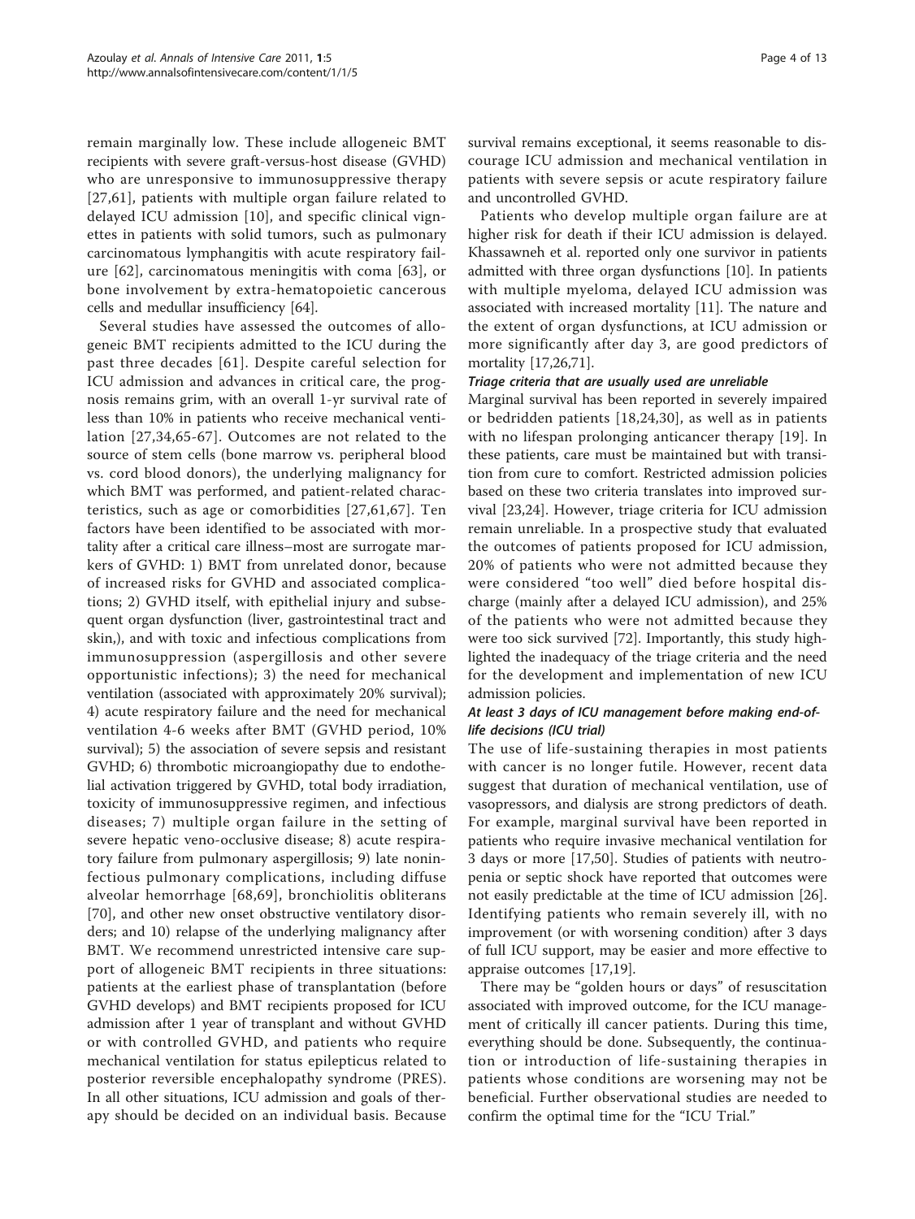remain marginally low. These include allogeneic BMT recipients with severe graft-versus-host disease (GVHD) who are unresponsive to immunosuppressive therapy [27,61], patients with multiple organ failure related to delayed ICU admission [10], and specific clinical vignettes in patients with solid tumors, such as pulmonary carcinomatous lymphangitis with acute respiratory failure [62], carcinomatous meningitis with coma [63], or bone involvement by extra-hematopoietic cancerous cells and medullar insufficiency [64].

Several studies have assessed the outcomes of allogeneic BMT recipients admitted to the ICU during the past three decades [61]. Despite careful selection for ICU admission and advances in critical care, the prognosis remains grim, with an overall 1-yr survival rate of less than 10% in patients who receive mechanical ventilation [27,34,65-67]. Outcomes are not related to the source of stem cells (bone marrow vs. peripheral blood vs. cord blood donors), the underlying malignancy for which BMT was performed, and patient-related characteristics, such as age or comorbidities [27,61,67]. Ten factors have been identified to be associated with mortality after a critical care illness–most are surrogate markers of GVHD: 1) BMT from unrelated donor, because of increased risks for GVHD and associated complications; 2) GVHD itself, with epithelial injury and subsequent organ dysfunction (liver, gastrointestinal tract and skin,), and with toxic and infectious complications from immunosuppression (aspergillosis and other severe opportunistic infections); 3) the need for mechanical ventilation (associated with approximately 20% survival); 4) acute respiratory failure and the need for mechanical ventilation 4-6 weeks after BMT (GVHD period, 10% survival); 5) the association of severe sepsis and resistant GVHD; 6) thrombotic microangiopathy due to endothelial activation triggered by GVHD, total body irradiation, toxicity of immunosuppressive regimen, and infectious diseases; 7) multiple organ failure in the setting of severe hepatic veno-occlusive disease; 8) acute respiratory failure from pulmonary aspergillosis; 9) late noninfectious pulmonary complications, including diffuse alveolar hemorrhage [68,69], bronchiolitis obliterans [70], and other new onset obstructive ventilatory disorders; and 10) relapse of the underlying malignancy after BMT. We recommend unrestricted intensive care support of allogeneic BMT recipients in three situations: patients at the earliest phase of transplantation (before GVHD develops) and BMT recipients proposed for ICU admission after 1 year of transplant and without GVHD or with controlled GVHD, and patients who require mechanical ventilation for status epilepticus related to posterior reversible encephalopathy syndrome (PRES). In all other situations, ICU admission and goals of therapy should be decided on an individual basis. Because survival remains exceptional, it seems reasonable to discourage ICU admission and mechanical ventilation in patients with severe sepsis or acute respiratory failure and uncontrolled GVHD.

Patients who develop multiple organ failure are at higher risk for death if their ICU admission is delayed. Khassawneh et al. reported only one survivor in patients admitted with three organ dysfunctions [10]. In patients with multiple myeloma, delayed ICU admission was associated with increased mortality [11]. The nature and the extent of organ dysfunctions, at ICU admission or more significantly after day 3, are good predictors of mortality [17,26,71].

#### *Triage criteria that are usually used are unreliable*

Marginal survival has been reported in severely impaired or bedridden patients [18,24,30], as well as in patients with no lifespan prolonging anticancer therapy [19]. In these patients, care must be maintained but with transition from cure to comfort. Restricted admission policies based on these two criteria translates into improved survival [23,24]. However, triage criteria for ICU admission remain unreliable. In a prospective study that evaluated the outcomes of patients proposed for ICU admission, 20% of patients who were not admitted because they were considered "too well" died before hospital discharge (mainly after a delayed ICU admission), and 25% of the patients who were not admitted because they were too sick survived [72]. Importantly, this study highlighted the inadequacy of the triage criteria and the need for the development and implementation of new ICU admission policies.

#### *At least 3 days of ICU management before making end-of-life decisions (ICU trial)*

The use of life-sustaining therapies in most patients with cancer is no longer futile. However, recent data suggest that duration of mechanical ventilation, use of vasopressors, and dialysis are strong predictors of death. For example, marginal survival have been reported in patients who require invasive mechanical ventilation for 3 days or more [17,50]. Studies of patients with neutropenia or septic shock have reported that outcomes were not easily predictable at the time of ICU admission [26]. Identifying patients who remain severely ill, with no improvement (or with worsening condition) after 3 days of full ICU support, may be easier and more effective to appraise outcomes [17,19].

There may be "golden hours or days" of resuscitation associated with improved outcome, for the ICU management of critically ill cancer patients. During this time, everything should be done. Subsequently, the continuation or introduction of life-sustaining therapies in patients whose conditions are worsening may not be beneficial. Further observational studies are needed to confirm the optimal time for the "ICU Trial."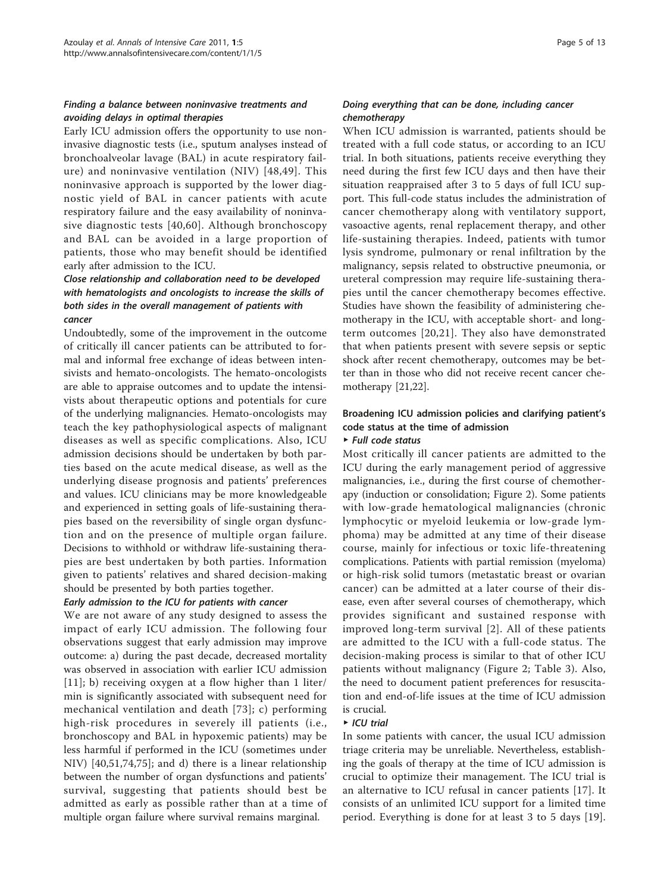#### *Finding a balance between noninvasive treatments and avoiding delays in optimal therapies*

Early ICU admission offers the opportunity to use noninvasive diagnostic tests (i.e., sputum analyses instead of bronchoalveolar lavage (BAL) in acute respiratory failure) and noninvasive ventilation (NIV) [48,49]. This noninvasive approach is supported by the lower diagnostic yield of BAL in cancer patients with acute respiratory failure and the easy availability of noninvasive diagnostic tests [40,60]. Although bronchoscopy and BAL can be avoided in a large proportion of patients, those who may benefit should be identified early after admission to the ICU.

#### *Close relationship and collaboration need to be developed with hematologists and oncologists to increase the skills of both sides in the overall management of patients with cancer*

Undoubtedly, some of the improvement in the outcome of critically ill cancer patients can be attributed to formal and informal free exchange of ideas between intensivists and hemato-oncologists. The hemato-oncologists are able to appraise outcomes and to update the intensivists about therapeutic options and potentials for cure of the underlying malignancies. Hemato-oncologists may teach the key pathophysiological aspects of malignant diseases as well as specific complications. Also, ICU admission decisions should be undertaken by both parties based on the acute medical disease, as well as the underlying disease prognosis and patients' preferences and values. ICU clinicians may be more knowledgeable and experienced in setting goals of life-sustaining therapies based on the reversibility of single organ dysfunction and on the presence of multiple organ failure. Decisions to withhold or withdraw life-sustaining therapies are best undertaken by both parties. Information given to patients' relatives and shared decision-making should be presented by both parties together.

#### *Early admission to the ICU for patients with cancer*

We are not aware of any study designed to assess the impact of early ICU admission. The following four observations suggest that early admission may improve outcome: a) during the past decade, decreased mortality was observed in association with earlier ICU admission [11]; b) receiving oxygen at a flow higher than 1 liter/min is significantly associated with subsequent need for mechanical ventilation and death [73]; c) performing high-risk procedures in severely ill patients (i.e., bronchoscopy and BAL in hypoxemic patients) may be less harmful if performed in the ICU (sometimes under NIV) [40,51,74,75]; and d) there is a linear relationship between the number of organ dysfunctions and patients' survival, suggesting that patients should best be admitted as early as possible rather than at a time of multiple organ failure where survival remains marginal.

#### *Doing everything that can be done, including cancer chemotherapy*

When ICU admission is warranted, patients should be treated with a full code status, or according to an ICU trial. In both situations, patients receive everything they need during the first few ICU days and then have their situation reappraised after 3 to 5 days of full ICU support. This full-code status includes the administration of cancer chemotherapy along with ventilatory support, vasoactive agents, renal replacement therapy, and other life-sustaining therapies. Indeed, patients with tumor lysis syndrome, pulmonary or renal infiltration by the malignancy, sepsis related to obstructive pneumonia, or ureteral compression may require life-sustaining therapies until the cancer chemotherapy becomes effective. Studies have shown the feasibility of administering chemotherapy in the ICU, with acceptable short- and long-term outcomes [20,21]. They also have demonstrated that when patients present with severe sepsis or septic shock after recent chemotherapy, outcomes may be better than in those who did not receive recent cancer chemotherapy [21,22].

### Broadening ICU admission policies and clarifying patient's code status at the time of admission

#### ▸ *Full code status*

Most critically ill cancer patients are admitted to the ICU during the early management period of aggressive malignancies, i.e., during the first course of chemotherapy (induction or consolidation; Figure 2). Some patients with low-grade hematological malignancies (chronic lymphocytic or myeloid leukemia or low-grade lymphoma) may be admitted at any time of their disease course, mainly for infectious or toxic life-threatening complications. Patients with partial remission (myeloma) or high-risk solid tumors (metastatic breast or ovarian cancer) can be admitted at a later course of their disease, even after several courses of chemotherapy, which provides significant and sustained response with improved long-term survival [2]. All of these patients are admitted to the ICU with a full-code status. The decision-making process is similar to that of other ICU patients without malignancy (Figure 2; Table 3). Also, the need to document patient preferences for resuscitation and end-of-life issues at the time of ICU admission is crucial.

#### ▸ *ICU trial*

In some patients with cancer, the usual ICU admission triage criteria may be unreliable. Nevertheless, establishing the goals of therapy at the time of ICU admission is crucial to optimize their management. The ICU trial is an alternative to ICU refusal in cancer patients [17]. It consists of an unlimited ICU support for a limited time period. Everything is done for at least 3 to 5 days [19].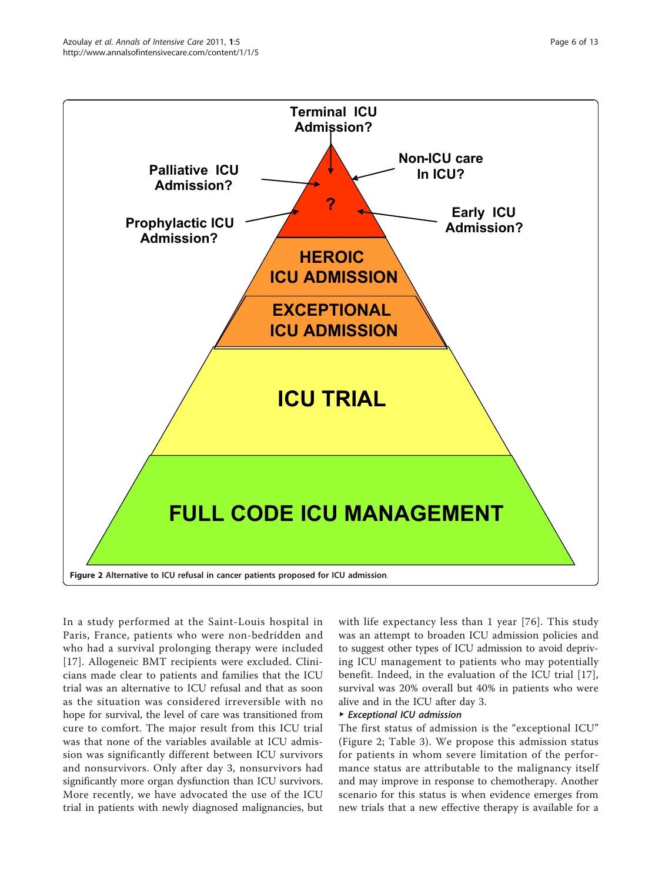Figure 2 Alternative to ICU refusal in cancer patients proposed for ICU admission.

In a study performed at the Saint-Louis hospital in Paris, France, patients who were non-bedridden and who had a survival prolonging therapy were included [17]. Allogeneic BMT recipients were excluded. Clinicians made clear to patients and families that the ICU trial was an alternative to ICU refusal and that as soon as the situation was considered irreversible with no hope for survival, the level of care was transitioned from cure to comfort. The major result from this ICU trial was that none of the variables available at ICU admission was significantly different between ICU survivors and nonsurvivors. Only after day 3, nonsurvivors had significantly more organ dysfunction than ICU survivors. More recently, we have advocated the use of the ICU trial in patients with newly diagnosed malignancies, but with life expectancy less than 1 year [76]. This study was an attempt to broaden ICU admission policies and to suggest other types of ICU admission to avoid depriving ICU management to patients who may potentially benefit. Indeed, in the evaluation of the ICU trial [17], survival was 20% overall but 40% in patients who were alive and in the ICU after day 3.

▸ ***Exceptional ICU admission***

The first status of admission is the "exceptional ICU" (Figure 2; Table 3). We propose this admission status for patients in whom severe limitation of the performance status are attributable to the malignancy itself and may improve in response to chemotherapy. Another scenario for this status is when evidence emerges from new trials that a new effective therapy is available for a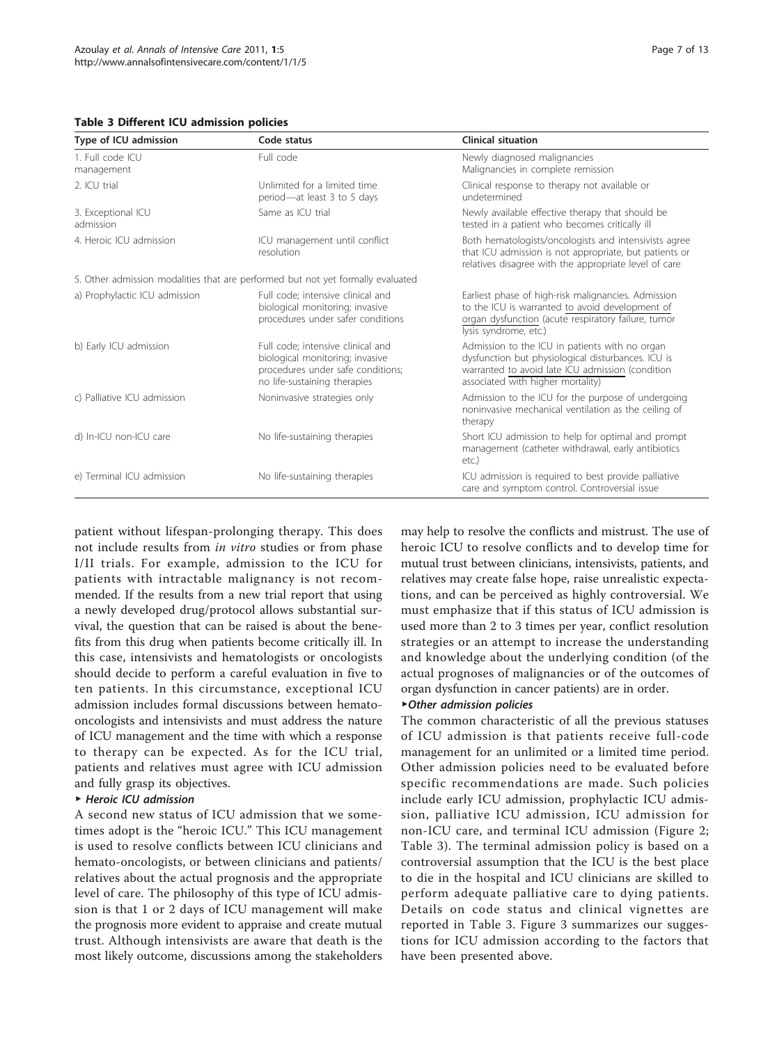**Table 3 Different ICU admission policies**

| Type of ICU admission | Code status | Clinical situation |
|---|---|---|
| 1. Full code ICU management | Full code | Newly diagnosed malignancies<br>Malignancies in complete remission |
| 2. ICU trial | Unlimited for a limited time period—at least 3 to 5 days | Clinical response to therapy not available or undetermined |
| 3. Exceptional ICU admission | Same as ICU trial | Newly available effective therapy that should be tested in a patient who becomes critically ill |
| 4. Heroic ICU admission | ICU management until conflict resolution | Both hematologists/oncologists and intensivists agree that ICU admission is not appropriate, but patients or relatives disagree with the appropriate level of care |
| 5. Other admission modalities that are performed but not yet formally evaluated | | |
| a) Prophylactic ICU admission | Full code; intensive clinical and biological monitoring; invasive procedures under safer conditions | Earliest phase of high-risk malignancies. Admission to the ICU is warranted to avoid development of organ dysfunction (acute respiratory failure, tumor lysis syndrome, etc.) |
| b) Early ICU admission | Full code; intensive clinical and biological monitoring; invasive procedures under safe conditions; no life-sustaining therapies | Admission to the ICU in patients with no organ dysfunction but physiological disturbances. ICU is warranted to avoid late ICU admission (condition associated with higher mortality) |
| c) Palliative ICU admission | Noninvasive strategies only | Admission to the ICU for the purpose of undergoing noninvasive mechanical ventilation as the ceiling of therapy |
| d) In-ICU non-ICU care | No life-sustaining therapies | Short ICU admission to help for optimal and prompt management (catheter withdrawal, early antibiotics etc.) |
| e) Terminal ICU admission | No life-sustaining therapies | ICU admission is required to best provide palliative care and symptom control. Controversial issue |

patient without lifespan-prolonging therapy. This does not include results from *in vitro* studies or from phase I/II trials. For example, admission to the ICU for patients with intractable malignancy is not recommended. If the results from a new trial report that using a newly developed drug/protocol allows substantial survival, the question that can be raised is about the benefits from this drug when patients become critically ill. In this case, intensivists and hematologists or oncologists should decide to perform a careful evaluation in five to ten patients. In this circumstance, exceptional ICU admission includes formal discussions between hemato-oncologists and intensivists and must address the nature of ICU management and the time with which a response to therapy can be expected. As for the ICU trial, patients and relatives must agree with ICU admission and fully grasp its objectives.

**▸ *Heroic ICU admission***

A second new status of ICU admission that we sometimes adopt is the "heroic ICU." This ICU management is used to resolve conflicts between ICU clinicians and hemato-oncologists, or between clinicians and patients/relatives about the actual prognosis and the appropriate level of care. The philosophy of this type of ICU admission is that 1 or 2 days of ICU management will make the prognosis more evident to appraise and create mutual trust. Although intensivists are aware that death is the most likely outcome, discussions among the stakeholders may help to resolve the conflicts and mistrust. The use of heroic ICU to resolve conflicts and to develop time for mutual trust between clinicians, intensivists, patients, and relatives may create false hope, raise unrealistic expectations, and can be perceived as highly controversial. We must emphasize that if this status of ICU admission is used more than 2 to 3 times per year, conflict resolution strategies or an attempt to increase the understanding and knowledge about the underlying condition (of the actual prognoses of malignancies or of the outcomes of organ dysfunction in cancer patients) are in order.

**▸*Other admission policies***

The common characteristic of all the previous statuses of ICU admission is that patients receive full-code management for an unlimited or a limited time period. Other admission policies need to be evaluated before specific recommendations are made. Such policies include early ICU admission, prophylactic ICU admission, palliative ICU admission, ICU admission for non-ICU care, and terminal ICU admission (Figure 2; Table 3). The terminal admission policy is based on a controversial assumption that the ICU is the best place to die in the hospital and ICU clinicians are skilled to perform adequate palliative care to dying patients. Details on code status and clinical vignettes are reported in Table 3. Figure 3 summarizes our suggestions for ICU admission according to the factors that have been presented above.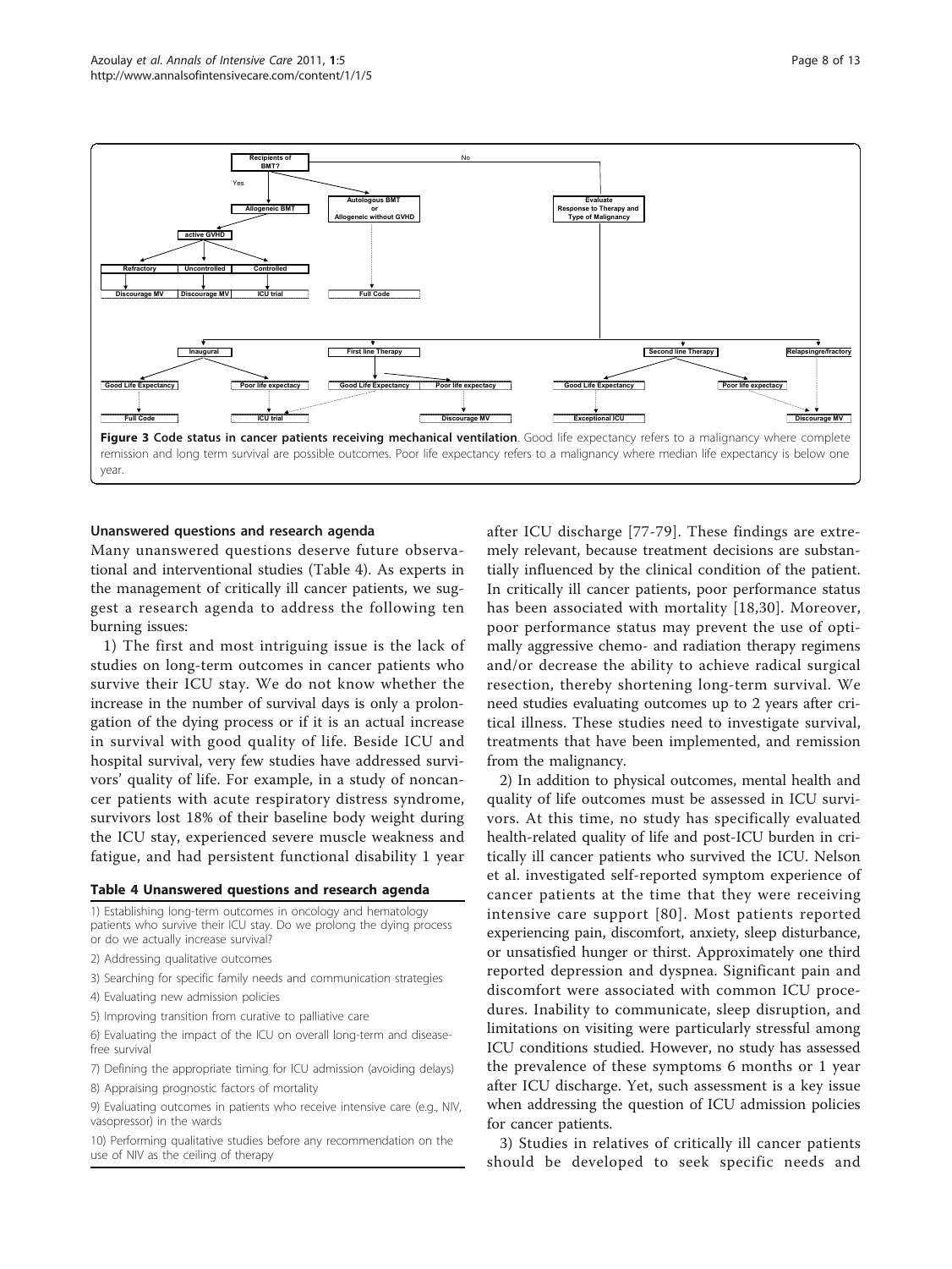**Figure 3 Code status in cancer patients receiving mechanical ventilation**. Good life expectancy refers to a malignancy where complete remission and long term survival are possible outcomes. Poor life expectancy refers to a malignancy where median life expectancy is below one year.

## Unanswered questions and research agenda

Many unanswered questions deserve future observational and interventional studies (Table 4). As experts in the management of critically ill cancer patients, we suggest a research agenda to address the following ten burning issues:

1) The first and most intriguing issue is the lack of studies on long-term outcomes in cancer patients who survive their ICU stay. We do not know whether the increase in the number of survival days is only a prolongation of the dying process or if it is an actual increase in survival with good quality of life. Beside ICU and hospital survival, very few studies have addressed survivors' quality of life. For example, in a study of noncancer patients with acute respiratory distress syndrome, survivors lost 18% of their baseline body weight during the ICU stay, experienced severe muscle weakness and fatigue, and had persistent functional disability 1 year after ICU discharge [77-79]. These findings are extremely relevant, because treatment decisions are substantially influenced by the clinical condition of the patient. In critically ill cancer patients, poor performance status has been associated with mortality [18,30]. Moreover, poor performance status may prevent the use of optimally aggressive chemo- and radiation therapy regimens and/or decrease the ability to achieve radical surgical resection, thereby shortening long-term survival. We need studies evaluating outcomes up to 2 years after critical illness. These studies need to investigate survival, treatments that have been implemented, and remission from the malignancy.

**Table 4 Unanswered questions and research agenda**

| |
|---|
| 1) Establishing long-term outcomes in oncology and hematology patients who survive their ICU stay. Do we prolong the dying process or do we actually increase survival? |
| 2) Addressing qualitative outcomes |
| 3) Searching for specific family needs and communication strategies |
| 4) Evaluating new admission policies |
| 5) Improving transition from curative to palliative care |
| 6) Evaluating the impact of the ICU on overall long-term and disease-free survival |
| 7) Defining the appropriate timing for ICU admission (avoiding delays) |
| 8) Appraising prognostic factors of mortality |
| 9) Evaluating outcomes in patients who receive intensive care (e.g., NIV, vasopressor) in the wards |
| 10) Performing qualitative studies before any recommendation on the use of NIV as the ceiling of therapy |

2) In addition to physical outcomes, mental health and quality of life outcomes must be assessed in ICU survivors. At this time, no study has specifically evaluated health-related quality of life and post-ICU burden in critically ill cancer patients who survived the ICU. Nelson et al. investigated self-reported symptom experience of cancer patients at the time that they were receiving intensive care support [80]. Most patients reported experiencing pain, discomfort, anxiety, sleep disturbance, or unsatisfied hunger or thirst. Approximately one third reported depression and dyspnea. Significant pain and discomfort were associated with common ICU procedures. Inability to communicate, sleep disruption, and limitations on visiting were particularly stressful among ICU conditions studied. However, no study has assessed the prevalence of these symptoms 6 months or 1 year after ICU discharge. Yet, such assessment is a key issue when addressing the question of ICU admission policies for cancer patients.

3) Studies in relatives of critically ill cancer patients should be developed to seek specific needs and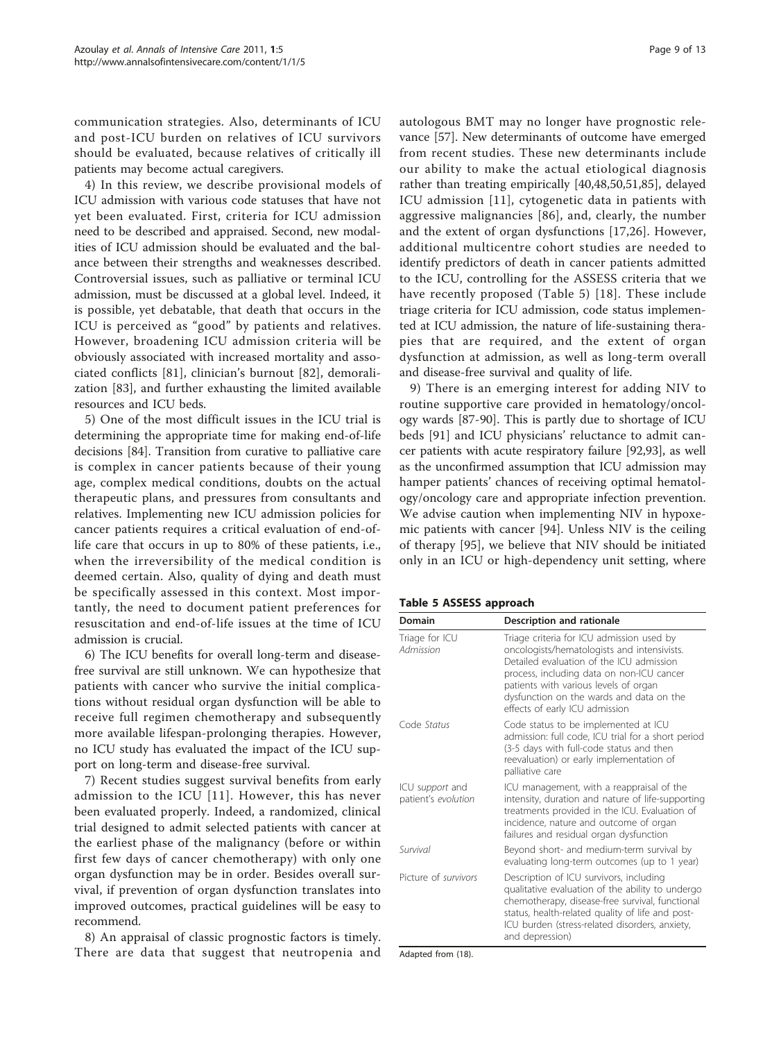communication strategies. Also, determinants of ICU and post-ICU burden on relatives of ICU survivors should be evaluated, because relatives of critically ill patients may become actual caregivers.

4) In this review, we describe provisional models of ICU admission with various code statuses that have not yet been evaluated. First, criteria for ICU admission need to be described and appraised. Second, new modalities of ICU admission should be evaluated and the balance between their strengths and weaknesses described. Controversial issues, such as palliative or terminal ICU admission, must be discussed at a global level. Indeed, it is possible, yet debatable, that death that occurs in the ICU is perceived as "good" by patients and relatives. However, broadening ICU admission criteria will be obviously associated with increased mortality and associated conflicts [81], clinician's burnout [82], demoralization [83], and further exhausting the limited available resources and ICU beds.

5) One of the most difficult issues in the ICU trial is determining the appropriate time for making end-of-life decisions [84]. Transition from curative to palliative care is complex in cancer patients because of their young age, complex medical conditions, doubts on the actual therapeutic plans, and pressures from consultants and relatives. Implementing new ICU admission policies for cancer patients requires a critical evaluation of end-of-life care that occurs in up to 80% of these patients, i.e., when the irreversibility of the medical condition is deemed certain. Also, quality of dying and death must be specifically assessed in this context. Most importantly, the need to document patient preferences for resuscitation and end-of-life issues at the time of ICU admission is crucial.

6) The ICU benefits for overall long-term and disease-free survival are still unknown. We can hypothesize that patients with cancer who survive the initial complications without residual organ dysfunction will be able to receive full regimen chemotherapy and subsequently more available lifespan-prolonging therapies. However, no ICU study has evaluated the impact of the ICU support on long-term and disease-free survival.

7) Recent studies suggest survival benefits from early admission to the ICU [11]. However, this has never been evaluated properly. Indeed, a randomized, clinical trial designed to admit selected patients with cancer at the earliest phase of the malignancy (before or within first few days of cancer chemotherapy) with only one organ dysfunction may be in order. Besides overall survival, if prevention of organ dysfunction translates into improved outcomes, practical guidelines will be easy to recommend.

8) An appraisal of classic prognostic factors is timely. There are data that suggest that neutropenia and autologous BMT may no longer have prognostic relevance [57]. New determinants of outcome have emerged from recent studies. These new determinants include our ability to make the actual etiological diagnosis rather than treating empirically [40,48,50,51,85], delayed ICU admission [11], cytogenetic data in patients with aggressive malignancies [86], and, clearly, the number and the extent of organ dysfunctions [17,26]. However, additional multicentre cohort studies are needed to identify predictors of death in cancer patients admitted to the ICU, controlling for the ASSESS criteria that we have recently proposed (Table 5) [18]. These include triage criteria for ICU admission, code status implemented at ICU admission, the nature of life-sustaining therapies that are required, and the extent of organ dysfunction at admission, as well as long-term overall and disease-free survival and quality of life.

9) There is an emerging interest for adding NIV to routine supportive care provided in hematology/oncology wards [87-90]. This is partly due to shortage of ICU beds [91] and ICU physicians' reluctance to admit cancer patients with acute respiratory failure [92,93], as well as the unconfirmed assumption that ICU admission may hamper patients' chances of receiving optimal hematology/oncology care and appropriate infection prevention. We advise caution when implementing NIV in hypoxemic patients with cancer [94]. Unless NIV is the ceiling of therapy [95], we believe that NIV should be initiated only in an ICU or high-dependency unit setting, where

**Table 5 ASSESS approach**

| Domain | Description and rationale |
|---|---|
| Triage for ICU *Admission* | Triage criteria for ICU admission used by oncologists/hematologists and intensivists. Detailed evaluation of the ICU admission process, including data on non-ICU cancer patients with various levels of organ dysfunction on the wards and data on the effects of early ICU admission |
| Code *Status* | Code status to be implemented at ICU admission: full code, ICU trial for a short period (3-5 days with full-code status and then reevaluation) or early implementation of palliative care |
| ICU *support* and patient's *evolution* | ICU management, with a reappraisal of the intensity, duration and nature of life-supporting treatments provided in the ICU. Evaluation of incidence, nature and outcome of organ failures and residual organ dysfunction |
| *Survival* | Beyond short- and medium-term survival by evaluating long-term outcomes (up to 1 year) |
| Picture of *survivors* | Description of ICU survivors, including qualitative evaluation of the ability to undergo chemotherapy, disease-free survival, functional status, health-related quality of life and post-ICU burden (stress-related disorders, anxiety, and depression) |

Adapted from (18).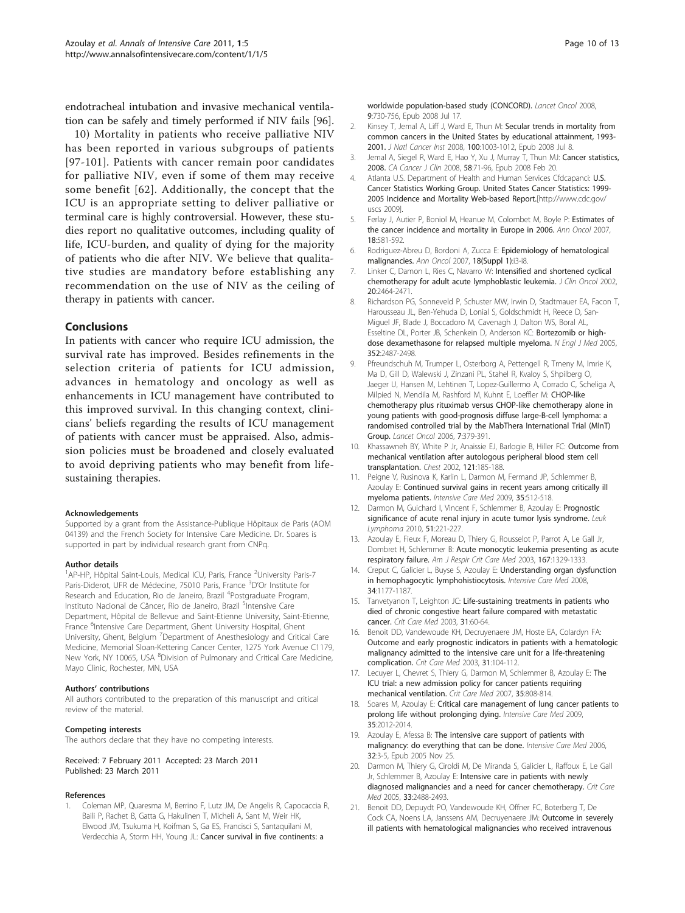endotracheal intubation and invasive mechanical ventilation can be safely and timely performed if NIV fails [96].

10) Mortality in patients who receive palliative NIV has been reported in various subgroups of patients [97-101]. Patients with cancer remain poor candidates for palliative NIV, even if some of them may receive some benefit [62]. Additionally, the concept that the ICU is an appropriate setting to deliver palliative or terminal care is highly controversial. However, these studies report no qualitative outcomes, including quality of life, ICU-burden, and quality of dying for the majority of patients who die after NIV. We believe that qualitative studies are mandatory before establishing any recommendation on the use of NIV as the ceiling of therapy in patients with cancer.

## Conclusions

In patients with cancer who require ICU admission, the survival rate has improved. Besides refinements in the selection criteria of patients for ICU admission, advances in hematology and oncology as well as enhancements in ICU management have contributed to this improved survival. In this changing context, clinicians' beliefs regarding the results of ICU management of patients with cancer must be appraised. Also, admission policies must be broadened and closely evaluated to avoid depriving patients who may benefit from life-sustaining therapies.

#### Acknowledgements

Supported by a grant from the Assistance-Publique Hôpitaux de Paris (AOM 04139) and the French Society for Intensive Care Medicine. Dr. Soares is supported in part by individual research grant from CNPq.

#### Author details

[1]AP-HP, Hôpital Saint-Louis, Medical ICU, Paris, France [2]University Paris-7 Paris-Diderot, UFR de Médecine, 75010 Paris, France [3]D'Or Institute for Research and Education, Rio de Janeiro, Brazil [4]Postgraduate Program, Instituto Nacional de Câncer, Rio de Janeiro, Brazil [5]Intensive Care Department, Hôpital de Bellevue and Saint-Etienne University, Saint-Etienne, France [6]Intensive Care Department, Ghent University Hospital, Ghent University, Ghent, Belgium [7]Department of Anesthesiology and Critical Care Medicine, Memorial Sloan-Kettering Cancer Center, 1275 York Avenue C1179, New York, NY 10065, USA [8]Division of Pulmonary and Critical Care Medicine, Mayo Clinic, Rochester, MN, USA

#### Authors' contributions

All authors contributed to the preparation of this manuscript and critical review of the material.

#### Competing interests

The authors declare that they have no competing interests.

Received: 7 February 2011 Accepted: 23 March 2011
Published: 23 March 2011

#### References

1. Coleman MP, Quaresma M, Berrino F, Lutz JM, De Angelis R, Capocaccia R, Baili P, Rachet B, Gatta G, Hakulinen T, Micheli A, Sant M, Weir HK, Elwood JM, Tsukuma H, Koifman S, Ga ES, Francisci S, Santaquilani M, Verdecchia A, Storm HH, Young JL: **Cancer survival in five continents: a worldwide population-based study (CONCORD).** *Lancet Oncol* 2008, **9**:730-756, Epub 2008 Jul 17.
2. Kinsey T, Jemal A, Liff J, Ward E, Thun M: **Secular trends in mortality from common cancers in the United States by educational attainment, 1993-2001.** *J Natl Cancer Inst* 2008, **100**:1003-1012, Epub 2008 Jul 8.
3. Jemal A, Siegel R, Ward E, Hao Y, Xu J, Murray T, Thun MJ: **Cancer statistics, 2008.** *CA Cancer J Clin* 2008, **58**:71-96, Epub 2008 Feb 20.
4. Atlanta U.S. Department of Health and Human Services Cfdcapanci: **U.S. Cancer Statistics Working Group. United States Cancer Statistics: 1999-2005 Incidence and Mortality Web-based Report.**[http://www.cdc.gov/uscs 2009].
5. Ferlay J, Autier P, Boniol M, Heanue M, Colombet M, Boyle P: **Estimates of the cancer incidence and mortality in Europe in 2006.** *Ann Oncol* 2007, **18**:581-592.
6. Rodriguez-Abreu D, Bordoni A, Zucca E: **Epidemiology of hematological malignancies.** *Ann Oncol* 2007, **18(Suppl 1)**:i3-i8.
7. Linker C, Damon L, Ries C, Navarro W: **Intensified and shortened cyclical chemotherapy for adult acute lymphoblastic leukemia.** *J Clin Oncol* 2002, **20**:2464-2471.
8. Richardson PG, Sonneveld P, Schuster MW, Irwin D, Stadtmauer EA, Facon T, Harousseau JL, Ben-Yehuda D, Lonial S, Goldschmidt H, Reece D, San-Miguel JF, Blade J, Boccadoro M, Cavenagh J, Dalton WS, Boral AL, Esseltine DL, Porter JB, Schenkein D, Anderson KC: **Bortezomib or high-dose dexamethasone for relapsed multiple myeloma.** *N Engl J Med* 2005, **352**:2487-2498.
9. Pfreundschuh M, Trumper L, Osterborg A, Pettengell R, Trneny M, Imrie K, Ma D, Gill D, Walewski J, Zinzani PL, Stahel R, Kvaloy S, Shpilberg O, Jaeger U, Hansen M, Lehtinen T, Lopez-Guillermo A, Corrado C, Scheliga A, Milpied N, Mendila M, Rashford M, Kuhnt E, Loeffler M: **CHOP-like chemotherapy plus rituximab versus CHOP-like chemotherapy alone in young patients with good-prognosis diffuse large-B-cell lymphoma: a randomised controlled trial by the MabThera International Trial (MInT) Group.** *Lancet Oncol* 2006, **7**:379-391.
10. Khassawneh BY, White P Jr, Anaissie EJ, Barlogie B, Hiller FC: **Outcome from mechanical ventilation after autologous peripheral blood stem cell transplantation.** *Chest* 2002, **121**:185-188.
11. Peigne V, Rusinova K, Karlin L, Darmon M, Fermand JP, Schlemmer B, Azoulay E: **Continued survival gains in recent years among critically ill myeloma patients.** *Intensive Care Med* 2009, **35**:512-518.
12. Darmon M, Guichard I, Vincent F, Schlemmer B, Azoulay E: **Prognostic significance of acute renal injury in acute tumor lysis syndrome.** *Leuk Lymphoma* 2010, **51**:221-227.
13. Azoulay E, Fieux F, Moreau D, Thiery G, Rousselot P, Parrot A, Le Gall Jr, Dombret H, Schlemmer B: **Acute monocytic leukemia presenting as acute respiratory failure.** *Am J Respir Crit Care Med* 2003, **167**:1329-1333.
14. Creput C, Galicier L, Buyse S, Azoulay E: **Understanding organ dysfunction in hemophagocytic lymphohistiocytosis.** *Intensive Care Med* 2008, **34**:1177-1187.
15. Tanvetyanon T, Leighton JC: **Life-sustaining treatments in patients who died of chronic congestive heart failure compared with metastatic cancer.** *Crit Care Med* 2003, **31**:60-64.
16. Benoit DD, Vandewoude KH, Decruyenaere JM, Hoste EA, Colardyn FA: **Outcome and early prognostic indicators in patients with a hematologic malignancy admitted to the intensive care unit for a life-threatening complication.** *Crit Care Med* 2003, **31**:104-112.
17. Lecuyer L, Chevret S, Thiery G, Darmon M, Schlemmer B, Azoulay E: **The ICU trial: a new admission policy for cancer patients requiring mechanical ventilation.** *Crit Care Med* 2007, **35**:808-814.
18. Soares M, Azoulay E: **Critical care management of lung cancer patients to prolong life without prolonging dying.** *Intensive Care Med* 2009, **35**:2012-2014.
19. Azoulay E, Afessa B: **The intensive care support of patients with malignancy: do everything that can be done.** *Intensive Care Med* 2006, **32**:3-5, Epub 2005 Nov 25.
20. Darmon M, Thiery G, Ciroldi M, De Miranda S, Galicier L, Raffoux E, Le Gall Jr, Schlemmer B, Azoulay E: **Intensive care in patients with newly diagnosed malignancies and a need for cancer chemotherapy.** *Crit Care Med* 2005, **33**:2488-2493.
21. Benoit DD, Depuydt PO, Vandewoude KH, Offner FC, Boterberg T, De Cock CA, Noens LA, Janssens AM, Decruyenaere JM: **Outcome in severely ill patients with hematological malignancies who received intravenous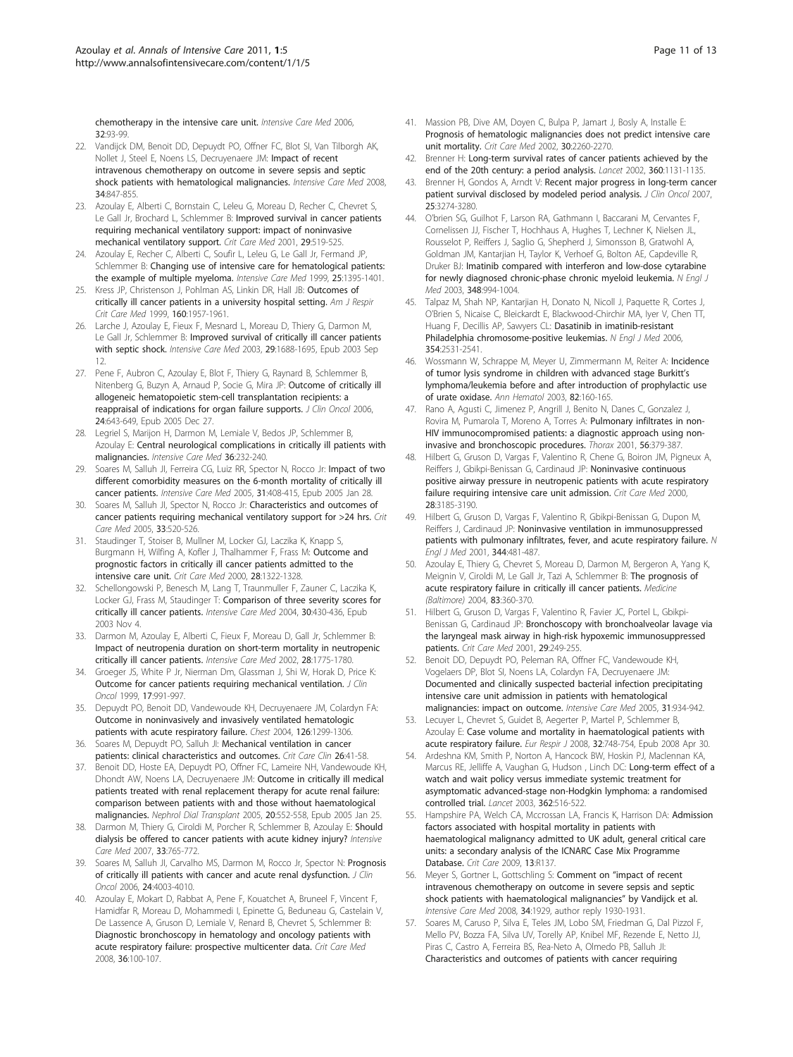chemotherapy in the intensive care unit. *Intensive Care Med* 2006, 32:93-99.

22. Vandijck DM, Benoit DD, Depuydt PO, Offner FC, Blot SI, Van Tilborgh AK, Nollet J, Steel E, Noens LS, Decruyenaere JM: Impact of recent intravenous chemotherapy on outcome in severe sepsis and septic shock patients with hematological malignancies. *Intensive Care Med* 2008, 34:847-855.
23. Azoulay E, Alberti C, Bornstain C, Leleu G, Moreau D, Recher C, Chevret S, Le Gall Jr, Brochard L, Schlemmer B: Improved survival in cancer patients requiring mechanical ventilatory support: impact of noninvasive mechanical ventilatory support. *Crit Care Med* 2001, 29:519-525.
24. Azoulay E, Recher C, Alberti C, Soufir L, Leleu G, Le Gall Jr, Fermand JP, Schlemmer B: Changing use of intensive care for hematological patients: the example of multiple myeloma. *Intensive Care Med* 1999, 25:1395-1401.
25. Kress JP, Christenson J, Pohlman AS, Linkin DR, Hall JB: Outcomes of critically ill cancer patients in a university hospital setting. *Am J Respir Crit Care Med* 1999, 160:1957-1961.
26. Larche J, Azoulay E, Fieux F, Mesnard L, Moreau D, Thiery G, Darmon M, Le Gall Jr, Schlemmer B: Improved survival of critically ill cancer patients with septic shock. *Intensive Care Med* 2003, 29:1688-1695, Epub 2003 Sep 12.
27. Pene F, Aubron C, Azoulay E, Blot F, Thiery G, Raynard B, Schlemmer B, Nitenberg G, Buzyn A, Arnaud P, Socie G, Mira JP: Outcome of critically ill allogeneic hematopoietic stem-cell transplantation recipients: a reappraisal of indications for organ failure supports. *J Clin Oncol* 2006, 24:643-649, Epub 2005 Dec 27.
28. Legriel S, Marijon H, Darmon M, Lemiale V, Bedos JP, Schlemmer B, Azoulay E: Central neurological complications in critically ill patients with malignancies. *Intensive Care Med* 36:232-240.
29. Soares M, Salluh JI, Ferreira CG, Luiz RR, Spector N, Rocco Jr: Impact of two different comorbidity measures on the 6-month mortality of critically ill cancer patients. *Intensive Care Med* 2005, 31:408-415, Epub 2005 Jan 28.
30. Soares M, Salluh JI, Spector N, Rocco Jr: Characteristics and outcomes of cancer patients requiring mechanical ventilatory support for >24 hrs. *Crit Care Med* 2005, 33:520-526.
31. Staudinger T, Stoiser B, Mullner M, Locker GJ, Laczika K, Knapp S, Burgmann H, Wilfing A, Kofler J, Thalhammer F, Frass M: Outcome and prognostic factors in critically ill cancer patients admitted to the intensive care unit. *Crit Care Med* 2000, 28:1322-1328.
32. Schellongowski P, Benesch M, Lang T, Traunmuller F, Zauner C, Laczika K, Locker GJ, Frass M, Staudinger T: Comparison of three severity scores for critically ill cancer patients. *Intensive Care Med* 2004, 30:430-436, Epub 2003 Nov 4.
33. Darmon M, Azoulay E, Alberti C, Fieux F, Moreau D, Gall Jr, Schlemmer B: Impact of neutropenia duration on short-term mortality in neutropenic critically ill cancer patients. *Intensive Care Med* 2002, 28:1775-1780.
34. Groeger JS, White P Jr, Nierman DM, Glassman J, Shi W, Horak D, Price K: Outcome for cancer patients requiring mechanical ventilation. *J Clin Oncol* 1999, 17:991-997.
35. Depuydt PO, Benoit DD, Vandewoude KH, Decruyenaere JM, Colardyn FA: Outcome in noninvasively and invasively ventilated hematologic patients with acute respiratory failure. *Chest* 2004, 126:1299-1306.
36. Soares M, Depuydt PO, Salluh JI: Mechanical ventilation in cancer patients: clinical characteristics and outcomes. *Crit Care Clin* 26:41-58.
37. Benoit DD, Hoste EA, Depuydt PO, Offner FC, Lameire NH, Vandewoude KH, Dhondt AW, Noens LA, Decruyenaere JM: Outcome in critically ill medical patients treated with renal replacement therapy for acute renal failure: comparison between patients with and those without haematological malignancies. *Nephrol Dial Transplant* 2005, 20:552-558, Epub 2005 Jan 25.
38. Darmon M, Thiery G, Ciroldi M, Porcher R, Schlemmer B, Azoulay E: Should dialysis be offered to cancer patients with acute kidney injury? *Intensive Care Med* 2007, 33:765-772.
39. Soares M, Salluh JI, Carvalho MS, Darmon M, Rocco Jr, Spector N: Prognosis of critically ill patients with cancer and acute renal dysfunction. *J Clin Oncol* 2006, 24:4003-4010.
40. Azoulay E, Mokart D, Rabbat A, Pene F, Kouatchet A, Bruneel F, Vincent F, Hamidfar R, Moreau D, Mohammedi I, Epinette G, Beduneau G, Castelain V, De Lassence A, Gruson D, Lemiale V, Renard B, Chevret S, Schlemmer B: Diagnostic bronchoscopy in hematology and oncology patients with acute respiratory failure: prospective multicenter data. *Crit Care Med* 2008, 36:100-107.
41. Massion PB, Dive AM, Doyen C, Bulpa P, Jamart J, Bosly A, Installe E: Prognosis of hematologic malignancies does not predict intensive care unit mortality. *Crit Care Med* 2002, 30:2260-2270.
42. Brenner H: Long-term survival rates of cancer patients achieved by the end of the 20th century: a period analysis. *Lancet* 2002, 360:1131-1135.
43. Brenner H, Gondos A, Arndt V: Recent major progress in long-term cancer patient survival disclosed by modeled period analysis. *J Clin Oncol* 2007, 25:3274-3280.
44. O'brien SG, Guilhot F, Larson RA, Gathmann I, Baccarani M, Cervantes F, Cornelissen JJ, Fischer T, Hochhaus A, Hughes T, Lechner K, Nielsen JL, Rousselot P, Reiffers J, Saglio G, Shepherd J, Simonsson B, Gratwohl A, Goldman JM, Kantarjian H, Taylor K, Verhoef G, Bolton AE, Capdeville R, Druker BJ: Imatinib compared with interferon and low-dose cytarabine for newly diagnosed chronic-phase chronic myeloid leukemia. *N Engl J Med* 2003, 348:994-1004.
45. Talpaz M, Shah NP, Kantarjian H, Donato N, Nicoll J, Paquette R, Cortes J, O'Brien S, Nicaise C, Bleickardt E, Blackwood-Chirchir MA, Iyer V, Chen TT, Huang F, Decillis AP, Sawyers CL: Dasatinib in imatinib-resistant Philadelphia chromosome-positive leukemias. *N Engl J Med* 2006, 354:2531-2541.
46. Wossmann W, Schrappe M, Meyer U, Zimmermann M, Reiter A: Incidence of tumor lysis syndrome in children with advanced stage Burkitt's lymphoma/leukemia before and after introduction of prophylactic use of urate oxidase. *Ann Hematol* 2003, 82:160-165.
47. Rano A, Agusti C, Jimenez P, Angrill J, Benito N, Danes C, Gonzalez J, Rovira M, Pumarola T, Moreno A, Torres A: Pulmonary infiltrates in non-HIV immunocompromised patients: a diagnostic approach using non-invasive and bronchoscopic procedures. *Thorax* 2001, 56:379-387.
48. Hilbert G, Gruson D, Vargas F, Valentino R, Chene G, Boiron JM, Pigneux A, Reiffers J, Gbikpi-Benissan G, Cardinaud JP: Noninvasive continuous positive airway pressure in neutropenic patients with acute respiratory failure requiring intensive care unit admission. *Crit Care Med* 2000, 28:3185-3190.
49. Hilbert G, Gruson D, Vargas F, Valentino R, Gbikpi-Benissan G, Dupon M, Reiffers J, Cardinaud JP: Noninvasive ventilation in immunosuppressed patients with pulmonary infiltrates, fever, and acute respiratory failure. *N Engl J Med* 2001, 344:481-487.
50. Azoulay E, Thiery G, Chevret S, Moreau D, Darmon M, Bergeron A, Yang K, Meignin V, Ciroldi M, Le Gall Jr, Tazi A, Schlemmer B: The prognosis of acute respiratory failure in critically ill cancer patients. *Medicine (Baltimore)* 2004, 83:360-370.
51. Hilbert G, Gruson D, Vargas F, Valentino R, Favier JC, Portel L, Gbikpi-Benissan G, Cardinaud JP: Bronchoscopy with bronchoalveolar lavage via the laryngeal mask airway in high-risk hypoxemic immunosuppressed patients. *Crit Care Med* 2001, 29:249-255.
52. Benoit DD, Depuydt PO, Peleman RA, Offner FC, Vandewoude KH, Vogelaers DP, Blot SI, Noens LA, Colardyn FA, Decruyenaere JM: Documented and clinically suspected bacterial infection precipitating intensive care unit admission in patients with hematological malignancies: impact on outcome. *Intensive Care Med* 2005, 31:934-942.
53. Lecuyer L, Chevret S, Guidet B, Aegerter P, Martel P, Schlemmer B, Azoulay E: Case volume and mortality in haematological patients with acute respiratory failure. *Eur Respir J* 2008, 32:748-754, Epub 2008 Apr 30.
54. Ardeshna KM, Smith P, Norton A, Hancock BW, Hoskin PJ, Maclennan KA, Marcus RE, Jelliffe A, Vaughan G, Hudson , Linch DC: Long-term effect of a watch and wait policy versus immediate systemic treatment for asymptomatic advanced-stage non-Hodgkin lymphoma: a randomised controlled trial. *Lancet* 2003, 362:516-522.
55. Hampshire PA, Welch CA, Mccrossan LA, Francis K, Harrison DA: Admission factors associated with hospital mortality in patients with haematological malignancy admitted to UK adult, general critical care units: a secondary analysis of the ICNARC Case Mix Programme Database. *Crit Care* 2009, 13:R137.
56. Meyer S, Gortner L, Gottschling S: Comment on "impact of recent intravenous chemotherapy on outcome in severe sepsis and septic shock patients with haematological malignancies" by Vandijck et al. *Intensive Care Med* 2008, 34:1929, author reply 1930-1931.
57. Soares M, Caruso P, Silva E, Teles JM, Lobo SM, Friedman G, Dal Pizzol F, Mello PV, Bozza FA, Silva UV, Torelly AP, Knibel MF, Rezende E, Netto JJ, Piras C, Castro A, Ferreira BS, Rea-Neto A, Olmedo PB, Salluh JI: Characteristics and outcomes of patients with cancer requiring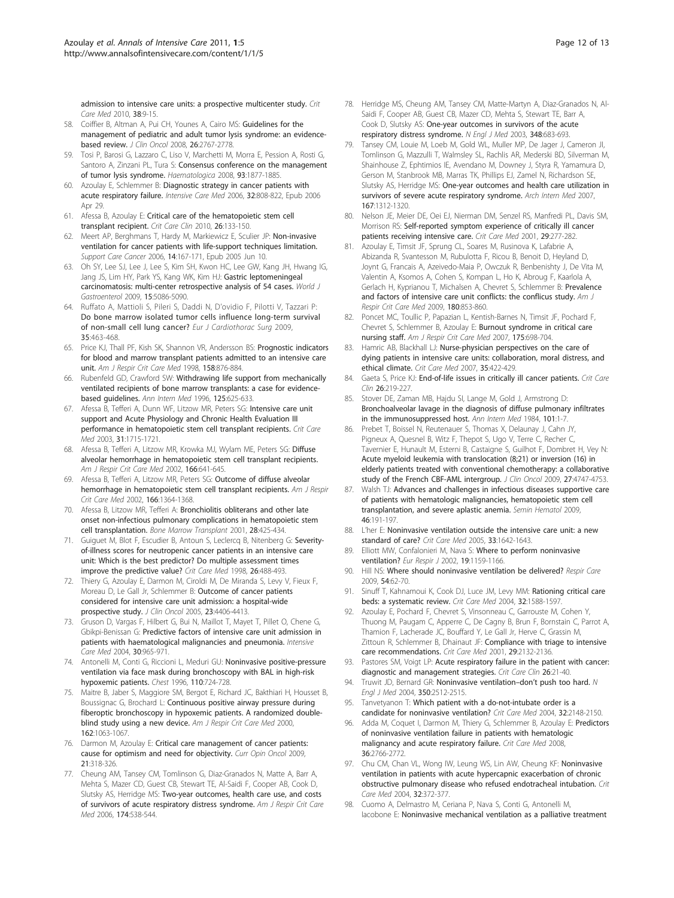admission to intensive care units: a prospective multicenter study. *Crit Care Med* 2010, **38**:9-15.

58. Coiffier B, Altman A, Pui CH, Younes A, Cairo MS: **Guidelines for the management of pediatric and adult tumor lysis syndrome: an evidence-based review.** *J Clin Oncol* 2008, **26**:2767-2778.
59. Tosi P, Barosi G, Lazzaro C, Liso V, Marchetti M, Morra E, Pession A, Rosti G, Santoro A, Zinzani PL, Tura S: **Consensus conference on the management of tumor lysis syndrome.** *Haematologica* 2008, **93**:1877-1885.
60. Azoulay E, Schlemmer B: **Diagnostic strategy in cancer patients with acute respiratory failure.** *Intensive Care Med* 2006, **32**:808-822, Epub 2006 Apr 29.
61. Afessa B, Azoulay E: **Critical care of the hematopoietic stem cell transplant recipient.** *Crit Care Clin* 2010, **26**:133-150.
62. Meert AP, Berghmans T, Hardy M, Markiewicz E, Sculier JP: **Non-invasive ventilation for cancer patients with life-support techniques limitation.** *Support Care Cancer* 2006, **14**:167-171, Epub 2005 Jun 10.
63. Oh SY, Lee SJ, Lee J, Lee S, Kim SH, Kwon HC, Lee GW, Kang JH, Hwang IG, Jang JS, Lim HY, Park YS, Kang WK, Kim HJ: **Gastric leptomeningeal carcinomatosis: multi-center retrospective analysis of 54 cases.** *World J Gastroenterol* 2009, **15**:5086-5090.
64. Ruffato A, Mattioli S, Pileri S, Daddi N, D'ovidio F, Pilotti V, Tazzari P: **Do bone marrow isolated tumor cells influence long-term survival of non-small cell lung cancer?** *Eur J Cardiothorac Surg* 2009, **35**:463-468.
65. Price KJ, Thall PF, Kish SK, Shannon VR, Andersson BS: **Prognostic indicators for blood and marrow transplant patients admitted to an intensive care unit.** *Am J Respir Crit Care Med* 1998, **158**:876-884.
66. Rubenfeld GD, Crawford SW: **Withdrawing life support from mechanically ventilated recipients of bone marrow transplants: a case for evidence-based guidelines.** *Ann Intern Med* 1996, **125**:625-633.
67. Afessa B, Tefferi A, Dunn WF, Litzow MR, Peters SG: **Intensive care unit support and Acute Physiology and Chronic Health Evaluation III performance in hematopoietic stem cell transplant recipients.** *Crit Care Med* 2003, **31**:1715-1721.
68. Afessa B, Tefferi A, Litzow MR, Krowka MJ, Wylam ME, Peters SG: **Diffuse alveolar hemorrhage in hematopoietic stem cell transplant recipients.** *Am J Respir Crit Care Med* 2002, **166**:641-645.
69. Afessa B, Tefferi A, Litzow MR, Peters SG: **Outcome of diffuse alveolar hemorrhage in hematopoietic stem cell transplant recipients.** *Am J Respir Crit Care Med* 2002, **166**:1364-1368.
70. Afessa B, Litzow MR, Tefferi A: **Bronchiolitis obliterans and other late onset non-infectious pulmonary complications in hematopoietic stem cell transplantation.** *Bone Marrow Transplant* 2001, **28**:425-434.
71. Guiguet M, Blot F, Escudier B, Antoun S, Leclercq B, Nitenberg G: **Severity-of-illness scores for neutropenic cancer patients in an intensive care unit: Which is the best predictor? Do multiple assessment times improve the predictive value?** *Crit Care Med* 1998, **26**:488-493.
72. Thiery G, Azoulay E, Darmon M, Ciroldi M, De Miranda S, Levy V, Fieux F, Moreau D, Le Gall Jr, Schlemmer B: **Outcome of cancer patients considered for intensive care unit admission: a hospital-wide prospective study.** *J Clin Oncol* 2005, **23**:4406-4413.
73. Gruson D, Vargas F, Hilbert G, Bui N, Maillot T, Mayet T, Pillet O, Chene G, Gbikpi-Benissan G: **Predictive factors of intensive care unit admission in patients with haematological malignancies and pneumonia.** *Intensive Care Med* 2004, **30**:965-971.
74. Antonelli M, Conti G, Riccioni L, Meduri GU: **Noninvasive positive-pressure ventilation via face mask during bronchoscopy with BAL in high-risk hypoxemic patients.** *Chest* 1996, **110**:724-728.
75. Maitre B, Jaber S, Maggiore SM, Bergot E, Richard JC, Bakthiari H, Housset B, Boussignac G, Brochard L: **Continuous positive airway pressure during fiberoptic bronchoscopy in hypoxemic patients. A randomized double-blind study using a new device.** *Am J Respir Crit Care Med* 2000, **162**:1063-1067.
76. Darmon M, Azoulay E: **Critical care management of cancer patients: cause for optimism and need for objectivity.** *Curr Opin Oncol* 2009, **21**:318-326.
77. Cheung AM, Tansey CM, Tomlinson G, Diaz-Granados N, Matte A, Barr A, Mehta S, Mazer CD, Guest CB, Stewart TE, Al-Saidi F, Cooper AB, Cook D, Slutsky AS, Herridge MS: **Two-year outcomes, health care use, and costs of survivors of acute respiratory distress syndrome.** *Am J Respir Crit Care Med* 2006, **174**:538-544.
78. Herridge MS, Cheung AM, Tansey CM, Matte-Martyn A, Diaz-Granados N, Al-Saidi F, Cooper AB, Guest CB, Mazer CD, Mehta S, Stewart TE, Barr A, Cook D, Slutsky AS: **One-year outcomes in survivors of the acute respiratory distress syndrome.** *N Engl J Med* 2003, **348**:683-693.
79. Tansey CM, Louie M, Loeb M, Gold WL, Muller MP, De Jager J, Cameron JI, Tomlinson G, Mazzulli T, Walmsley SL, Rachlis AR, Mederski BD, Silverman M, Shainhouse Z, Ephtimios IE, Avendano M, Downey J, Styra R, Yamamura D, Gerson M, Stanbrook MB, Marras TK, Phillips EJ, Zamel N, Richardson SE, Slutsky AS, Herridge MS: **One-year outcomes and health care utilization in survivors of severe acute respiratory syndrome.** *Arch Intern Med* 2007, **167**:1312-1320.
80. Nelson JE, Meier DE, Oei EJ, Nierman DM, Senzel RS, Manfredi PL, Davis SM, Morrison RS: **Self-reported symptom experience of critically ill cancer patients receiving intensive care.** *Crit Care Med* 2001, **29**:277-282.
81. Azoulay E, Timsit JF, Sprung CL, Soares M, Rusinova K, Lafabrie A, Abizanda R, Svantesson M, Rubulotta F, Ricou B, Benoit D, Heyland D, Joynt G, Francais A, Azeivedo-Maia P, Owczuk R, Benbenishty J, De Vita M, Valentin A, Ksomos A, Cohen S, Kompan L, Ho K, Abroug F, Kaarlola A, Gerlach H, Kyprianou T, Michalsen A, Chevret S, Schlemmer B: **Prevalence and factors of intensive care unit conflicts: the conflicus study.** *Am J Respir Crit Care Med* 2009, **180**:853-860.
82. Poncet MC, Toullic P, Papazian L, Kentish-Barnes N, Timsit JF, Pochard F, Chevret S, Schlemmer B, Azoulay E: **Burnout syndrome in critical care nursing staff.** *Am J Respir Crit Care Med* 2007, **175**:698-704.
83. Hamric AB, Blackhall LJ: **Nurse-physician perspectives on the care of dying patients in intensive care units: collaboration, moral distress, and ethical climate.** *Crit Care Med* 2007, **35**:422-429.
84. Gaeta S, Price KJ: **End-of-life issues in critically ill cancer patients.** *Crit Care Clin* **26**:219-227.
85. Stover DE, Zaman MB, Hajdu SI, Lange M, Gold J, Armstrong D: **Bronchoalveolar lavage in the diagnosis of diffuse pulmonary infiltrates in the immunosuppressed host.** *Ann Intern Med* 1984, **101**:1-7.
86. Prebet T, Boissel N, Reutenauer S, Thomas X, Delaunay J, Cahn JY, Pigneux A, Quesnel B, Witz F, Thepot S, Ugo V, Terre C, Recher C, Tavernier E, Hunault M, Esterni B, Castaigne S, Guilhot F, Dombret H, Vey N: **Acute myeloid leukemia with translocation (8;21) or inversion (16) in elderly patients treated with conventional chemotherapy: a collaborative study of the French CBF-AML intergroup.** *J Clin Oncol* 2009, **27**:4747-4753.
87. Walsh TJ: **Advances and challenges in infectious diseases supportive care of patients with hematologic malignancies, hematopoietic stem cell transplantation, and severe aplastic anemia.** *Semin Hematol* 2009, **46**:191-197.
88. L'her E: **Noninvasive ventilation outside the intensive care unit: a new standard of care?** *Crit Care Med* 2005, **33**:1642-1643.
89. Elliott MW, Confalonieri M, Nava S: **Where to perform noninvasive ventilation?** *Eur Respir J* 2002, **19**:1159-1166.
90. Hill NS: **Where should noninvasive ventilation be delivered?** *Respir Care* 2009, **54**:62-70.
91. Sinuff T, Kahnamoui K, Cook DJ, Luce JM, Levy MM: **Rationing critical care beds: a systematic review.** *Crit Care Med* 2004, **32**:1588-1597.
92. Azoulay E, Pochard F, Chevret S, Vinsonneau C, Garrouste M, Cohen Y, Thuong M, Paugam C, Apperre C, De Cagny B, Brun F, Bornstain C, Parrot A, Thamion F, Lacherade JC, Bouffard Y, Le Gall Jr, Herve C, Grassin M, Zittoun R, Schlemmer B, Dhainaut JF: **Compliance with triage to intensive care recommendations.** *Crit Care Med* 2001, **29**:2132-2136.
93. Pastores SM, Voigt LP: **Acute respiratory failure in the patient with cancer: diagnostic and management strategies.** *Crit Care Clin* **26**:21-40.
94. Truwit JD, Bernard GR: **Noninvasive ventilation–don't push too hard.** *N Engl J Med* 2004, **350**:2512-2515.
95. Tanvetyanon T: **Which patient with a do-not-intubate order is a candidate for noninvasive ventilation?** *Crit Care Med* 2004, **32**:2148-2150.
96. Adda M, Coquet I, Darmon M, Thiery G, Schlemmer B, Azoulay E: **Predictors of noninvasive ventilation failure in patients with hematologic malignancy and acute respiratory failure.** *Crit Care Med* 2008, **36**:2766-2772.
97. Chu CM, Chan VL, Wong IW, Leung WS, Lin AW, Cheung KF: **Noninvasive ventilation in patients with acute hypercapnic exacerbation of chronic obstructive pulmonary disease who refused endotracheal intubation.** *Crit Care Med* 2004, **32**:372-377.
98. Cuomo A, Delmastro M, Ceriana P, Nava S, Conti G, Antonelli M, Iacobone E: **Noninvasive mechanical ventilation as a palliative treatment**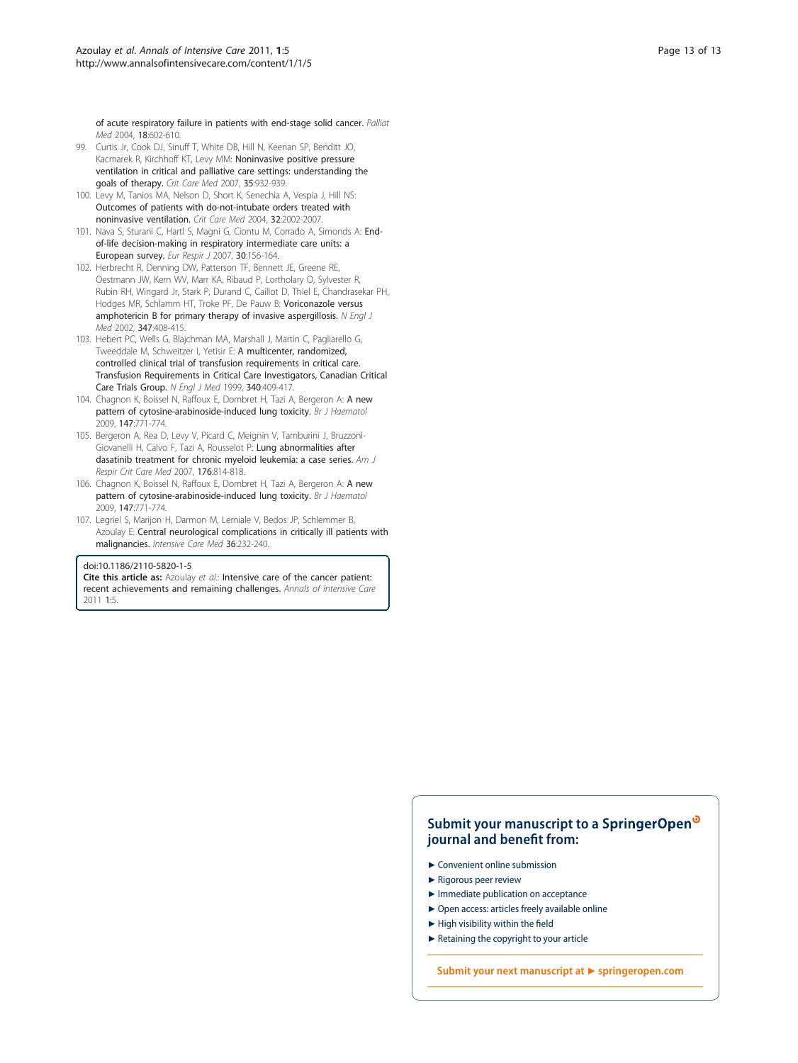of acute respiratory failure in patients with end-stage solid cancer. *Palliat Med* 2004, **18**:602-610.

99. Curtis Jr, Cook DJ, Sinuff T, White DB, Hill N, Keenan SP, Benditt JO, Kacmarek R, Kirchhoff KT, Levy MM: **Noninvasive positive pressure ventilation in critical and palliative care settings: understanding the goals of therapy.** *Crit Care Med* 2007, **35**:932-939.
100. Levy M, Tanios MA, Nelson D, Short K, Senechia A, Vespia J, Hill NS: **Outcomes of patients with do-not-intubate orders treated with noninvasive ventilation.** *Crit Care Med* 2004, **32**:2002-2007.
101. Nava S, Sturani C, Hartl S, Magni G, Ciontu M, Corrado A, Simonds A: **End-of-life decision-making in respiratory intermediate care units: a European survey.** *Eur Respir J* 2007, **30**:156-164.
102. Herbrecht R, Denning DW, Patterson TF, Bennett JE, Greene RE, Oestmann JW, Kern WV, Marr KA, Ribaud P, Lortholary O, Sylvester R, Rubin RH, Wingard Jr, Stark P, Durand C, Caillot D, Thiel E, Chandrasekar PH, Hodges MR, Schlamm HT, Troke PF, De Pauw B: **Voriconazole versus amphotericin B for primary therapy of invasive aspergillosis.** *N Engl J Med* 2002, **347**:408-415.
103. Hebert PC, Wells G, Blajchman MA, Marshall J, Martin C, Pagliarello G, Tweeddale M, Schweitzer I, Yetisir E: **A multicenter, randomized, controlled clinical trial of transfusion requirements in critical care. Transfusion Requirements in Critical Care Investigators, Canadian Critical Care Trials Group.** *N Engl J Med* 1999, **340**:409-417.
104. Chagnon K, Boissel N, Raffoux E, Dombret H, Tazi A, Bergeron A: **A new pattern of cytosine-arabinoside-induced lung toxicity.** *Br J Haematol* 2009, **147**:771-774.
105. Bergeron A, Rea D, Levy V, Picard C, Meignin V, Tamburini J, Bruzzoni-Giovanelli H, Calvo F, Tazi A, Rousselot P: **Lung abnormalities after dasatinib treatment for chronic myeloid leukemia: a case series.** *Am J Respir Crit Care Med* 2007, **176**:814-818.
106. Chagnon K, Boissel N, Raffoux E, Dombret H, Tazi A, Bergeron A: **A new pattern of cytosine-arabinoside-induced lung toxicity.** *Br J Haematol* 2009, **147**:771-774.
107. Legriel S, Marijon H, Darmon M, Lemiale V, Bedos JP, Schlemmer B, Azoulay E: **Central neurological complications in critically ill patients with malignancies.** *Intensive Care Med* **36**:232-240.

doi:10.1186/2110-5820-1-5

**Cite this article as:** Azoulay *et al.*: Intensive care of the cancer patient: recent achievements and remaining challenges. *Annals of Intensive Care* 2011 **1**:5.

**Submit your manuscript to a SpringerOpen journal and benefit from:**

- ► Convenient online submission
- ► Rigorous peer review
- ► Immediate publication on acceptance
- ► Open access: articles freely available online
- ► High visibility within the field
- ► Retaining the copyright to your article

**Submit your next manuscript at ► springeropen.com**